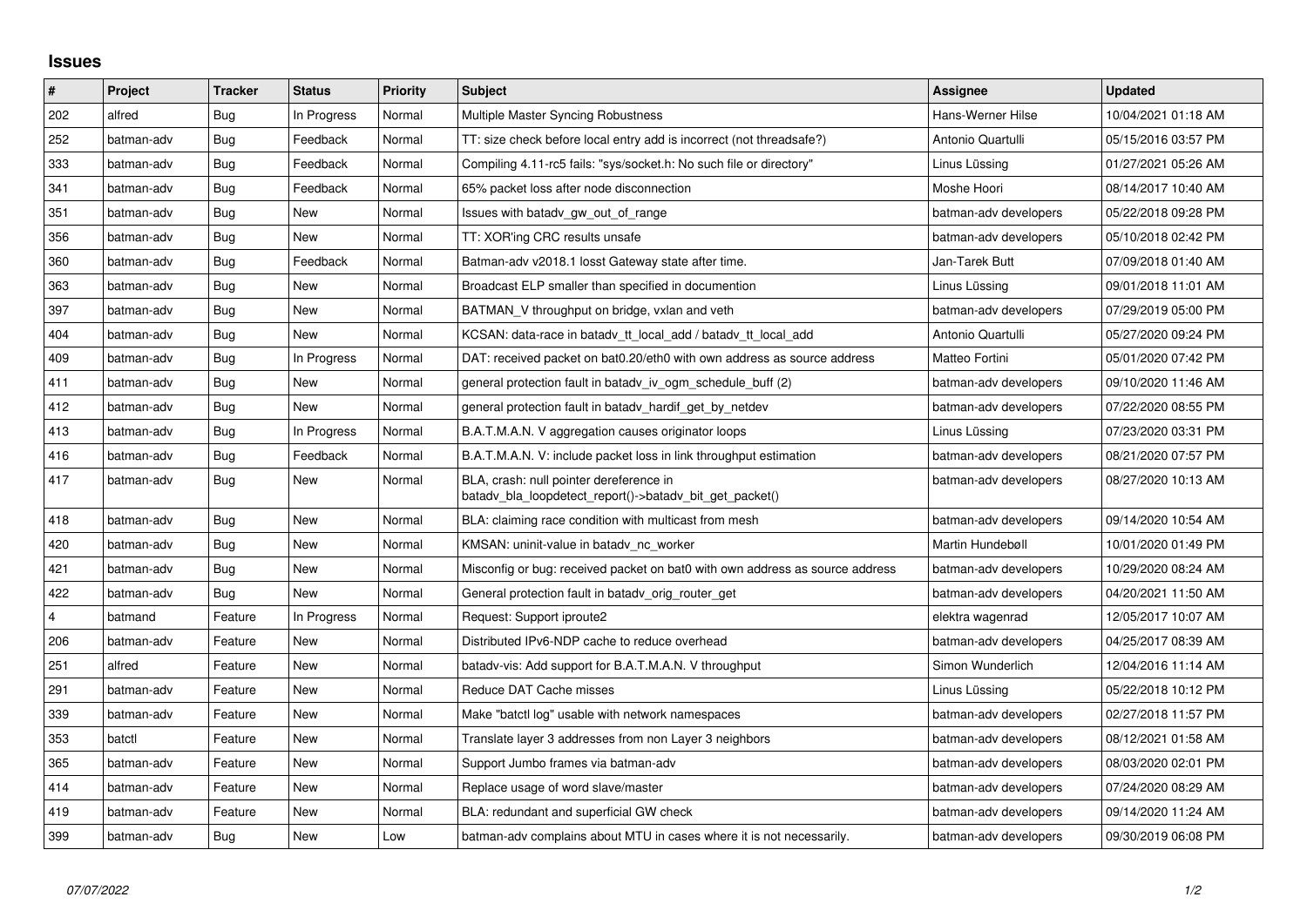## Issues

| # | Project | Tracker | Status | Priority | Subject | Assignee | Updated |
|---|---|---|---|---|---|---|---|
| 202 | alfred | Bug | In Progress | Normal | Multiple Master Syncing Robustness | Hans-Werner Hilse | 10/04/2021 01:18 AM |
| 252 | batman-adv | Bug | Feedback | Normal | TT: size check before local entry add is incorrect (not threadsafe?) | Antonio Quartulli | 05/15/2016 03:57 PM |
| 333 | batman-adv | Bug | Feedback | Normal | Compiling 4.11-rc5 fails: "sys/socket.h: No such file or directory" | Linus Lüssing | 01/27/2021 05:26 AM |
| 341 | batman-adv | Bug | Feedback | Normal | 65% packet loss after node disconnection | Moshe Hoori | 08/14/2017 10:40 AM |
| 351 | batman-adv | Bug | New | Normal | Issues with batadv_gw_out_of_range | batman-adv developers | 05/22/2018 09:28 PM |
| 356 | batman-adv | Bug | New | Normal | TT: XOR'ing CRC results unsafe | batman-adv developers | 05/10/2018 02:42 PM |
| 360 | batman-adv | Bug | Feedback | Normal | Batman-adv v2018.1 losst Gateway state after time. | Jan-Tarek Butt | 07/09/2018 01:40 AM |
| 363 | batman-adv | Bug | New | Normal | Broadcast ELP smaller than specified in documention | Linus Lüssing | 09/01/2018 11:01 AM |
| 397 | batman-adv | Bug | New | Normal | BATMAN_V throughput on bridge, vxlan and veth | batman-adv developers | 07/29/2019 05:00 PM |
| 404 | batman-adv | Bug | New | Normal | KCSAN: data-race in batadv_tt_local_add / batadv_tt_local_add | Antonio Quartulli | 05/27/2020 09:24 PM |
| 409 | batman-adv | Bug | In Progress | Normal | DAT: received packet on bat0.20/eth0 with own address as source address | Matteo Fortini | 05/01/2020 07:42 PM |
| 411 | batman-adv | Bug | New | Normal | general protection fault in batadv_iv_ogm_schedule_buff (2) | batman-adv developers | 09/10/2020 11:46 AM |
| 412 | batman-adv | Bug | New | Normal | general protection fault in batadv_hardif_get_by_netdev | batman-adv developers | 07/22/2020 08:55 PM |
| 413 | batman-adv | Bug | In Progress | Normal | B.A.T.M.A.N. V aggregation causes originator loops | Linus Lüssing | 07/23/2020 03:31 PM |
| 416 | batman-adv | Bug | Feedback | Normal | B.A.T.M.A.N. V: include packet loss in link throughput estimation | batman-adv developers | 08/21/2020 07:57 PM |
| 417 | batman-adv | Bug | New | Normal | BLA, crash: null pointer dereference in batadv_bla_loopdetect_report()->batadv_bit_get_packet() | batman-adv developers | 08/27/2020 10:13 AM |
| 418 | batman-adv | Bug | New | Normal | BLA: claiming race condition with multicast from mesh | batman-adv developers | 09/14/2020 10:54 AM |
| 420 | batman-adv | Bug | New | Normal | KMSAN: uninit-value in batadv_nc_worker | Martin Hundebøll | 10/01/2020 01:49 PM |
| 421 | batman-adv | Bug | New | Normal | Misconfig or bug: received packet on bat0 with own address as source address | batman-adv developers | 10/29/2020 08:24 AM |
| 422 | batman-adv | Bug | New | Normal | General protection fault in batadv_orig_router_get | batman-adv developers | 04/20/2021 11:50 AM |
| 4 | batmand | Feature | In Progress | Normal | Request: Support iproute2 | elektra wagenrad | 12/05/2017 10:07 AM |
| 206 | batman-adv | Feature | New | Normal | Distributed IPv6-NDP cache to reduce overhead | batman-adv developers | 04/25/2017 08:39 AM |
| 251 | alfred | Feature | New | Normal | batadv-vis: Add support for B.A.T.M.A.N. V throughput | Simon Wunderlich | 12/04/2016 11:14 AM |
| 291 | batman-adv | Feature | New | Normal | Reduce DAT Cache misses | Linus Lüssing | 05/22/2018 10:12 PM |
| 339 | batman-adv | Feature | New | Normal | Make "batctl log" usable with network namespaces | batman-adv developers | 02/27/2018 11:57 PM |
| 353 | batctl | Feature | New | Normal | Translate layer 3 addresses from non Layer 3 neighbors | batman-adv developers | 08/12/2021 01:58 AM |
| 365 | batman-adv | Feature | New | Normal | Support Jumbo frames via batman-adv | batman-adv developers | 08/03/2020 02:01 PM |
| 414 | batman-adv | Feature | New | Normal | Replace usage of word slave/master | batman-adv developers | 07/24/2020 08:29 AM |
| 419 | batman-adv | Feature | New | Normal | BLA: redundant and superficial GW check | batman-adv developers | 09/14/2020 11:24 AM |
| 399 | batman-adv | Bug | New | Low | batman-adv complains about MTU in cases where it is not necessarily. | batman-adv developers | 09/30/2019 06:08 PM |

*07/07/2022*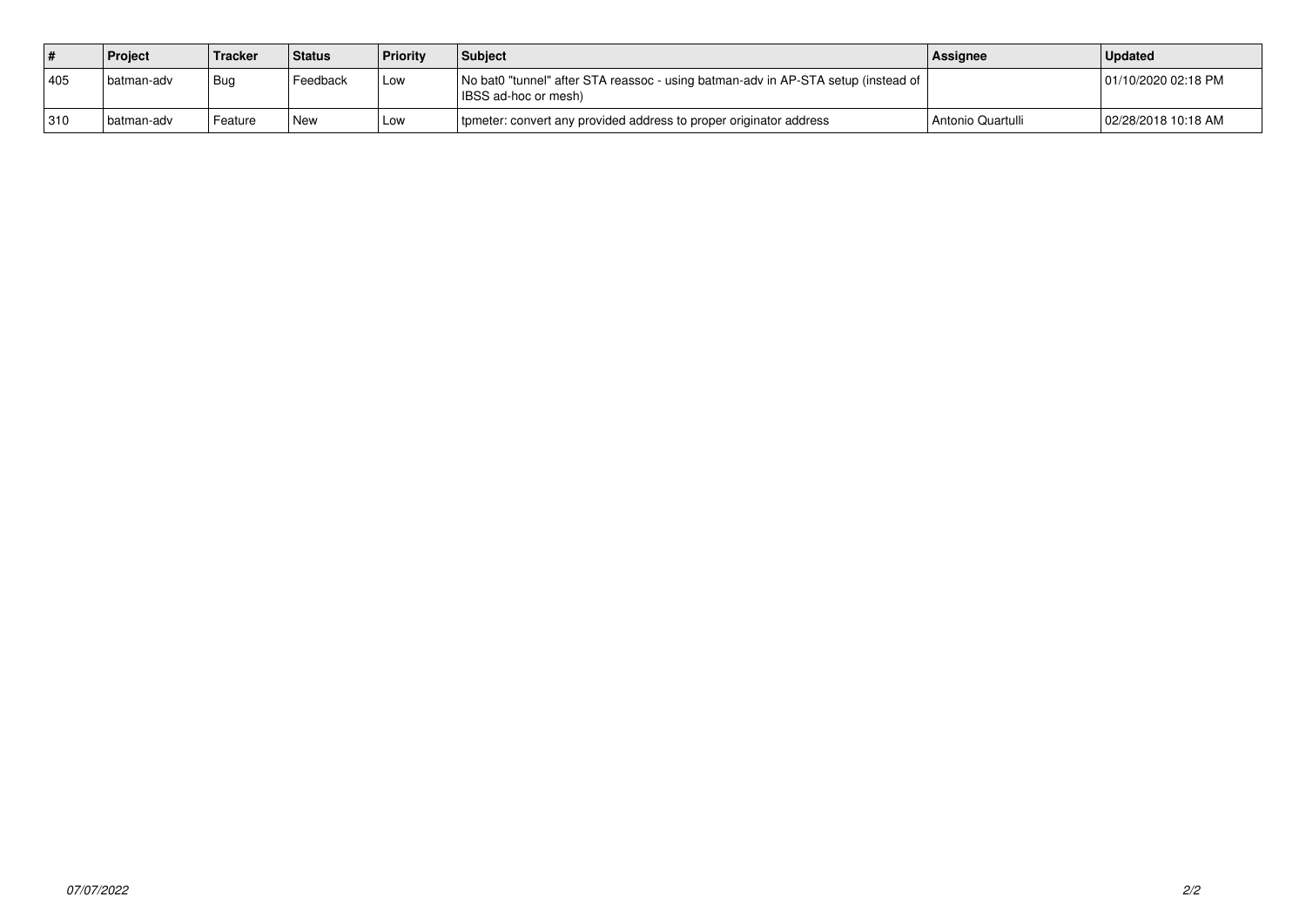| # | Project | Tracker | Status | Priority | Subject | Assignee | Updated |
| --- | --- | --- | --- | --- | --- | --- | --- |
| 405 | batman-adv | Bug | Feedback | Low | No bat0 "tunnel" after STA reassoc - using batman-adv in AP-STA setup (instead of IBSS ad-hoc or mesh) | | 01/10/2020 02:18 PM |
| 310 | batman-adv | Feature | New | Low | tpmeter: convert any provided address to proper originator address | Antonio Quartulli | 02/28/2018 10:18 AM |